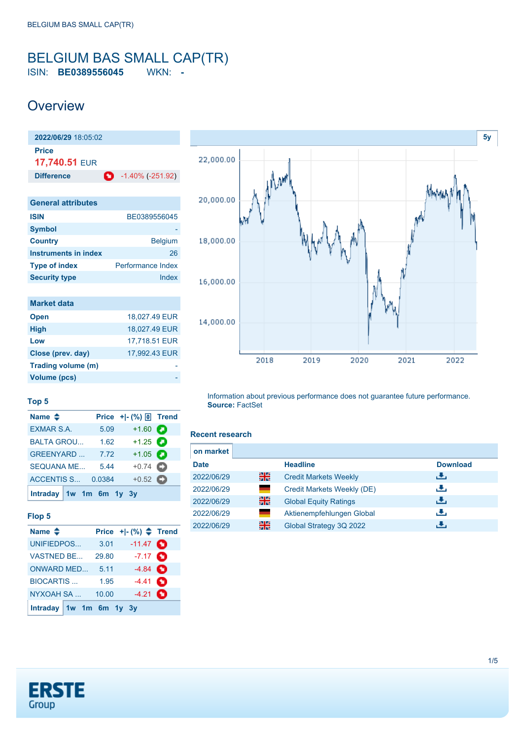# BELGIUM BAS SMALL CAP(TR)

ISIN: **BE0389556045** WKN: **-**

## Overview

| **2022/06/29** 18:05:02 | |
|---|---|
| **Price** | |
| **17,740.51** EUR | |
| **Difference** | -1.40% (-251.92) |

| General attributes | |
|---|---|
| **ISIN** | BE0389556045 |
| **Symbol** | - |
| **Country** | Belgium |
| **Instruments in index** | 26 |
| **Type of index** | Performance Index |
| **Security type** | Index |

| Market data | |
|---|---|
| **Open** | 18,027.49 EUR |
| **High** | 18,027.49 EUR |
| **Low** | 17,718.51 EUR |
| **Close (prev. day)** | 17,992.43 EUR |
| **Trading volume (m)** | - |
| **Volume (pcs)** | - |

Information about previous performance does not guarantee future performance.
**Source:** FactSet

### Top 5

| Name | Price | +\|- (%) | Trend |
|---|---|---|---|
| EXMAR S.A. | 5.09 | +1.60 | |
| BALTA GROU... | 1.62 | +1.25 | |
| GREENYARD ... | 7.72 | +1.05 | |
| SEQUANA ME... | 5.44 | +0.74 | |
| ACCENTIS S... | 0.0384 | +0.52 | |

Intraday 1w 1m 6m 1y 3y

### Flop 5

| Name | Price | +\|- (%) | Trend |
|---|---|---|---|
| UNIFIEDPOS... | 3.01 | -11.47 | |
| VASTNED BE... | 29.80 | -7.17 | |
| ONWARD MED... | 5.11 | -4.84 | |
| BIOCARTIS ... | 1.95 | -4.41 | |
| NYXOAH SA ... | 10.00 | -4.21 | |

Intraday 1w 1m 6m 1y 3y

### Recent research

on market

| Date | | Headline | Download |
|---|---|---|---|
| 2022/06/29 | | Credit Markets Weekly | |
| 2022/06/29 | | Credit Markets Weekly (DE) | |
| 2022/06/29 | | Global Equity Ratings | |
| 2022/06/29 | | Aktienempfehlungen Global | |
| 2022/06/29 | | Global Strategy 3Q 2022 | |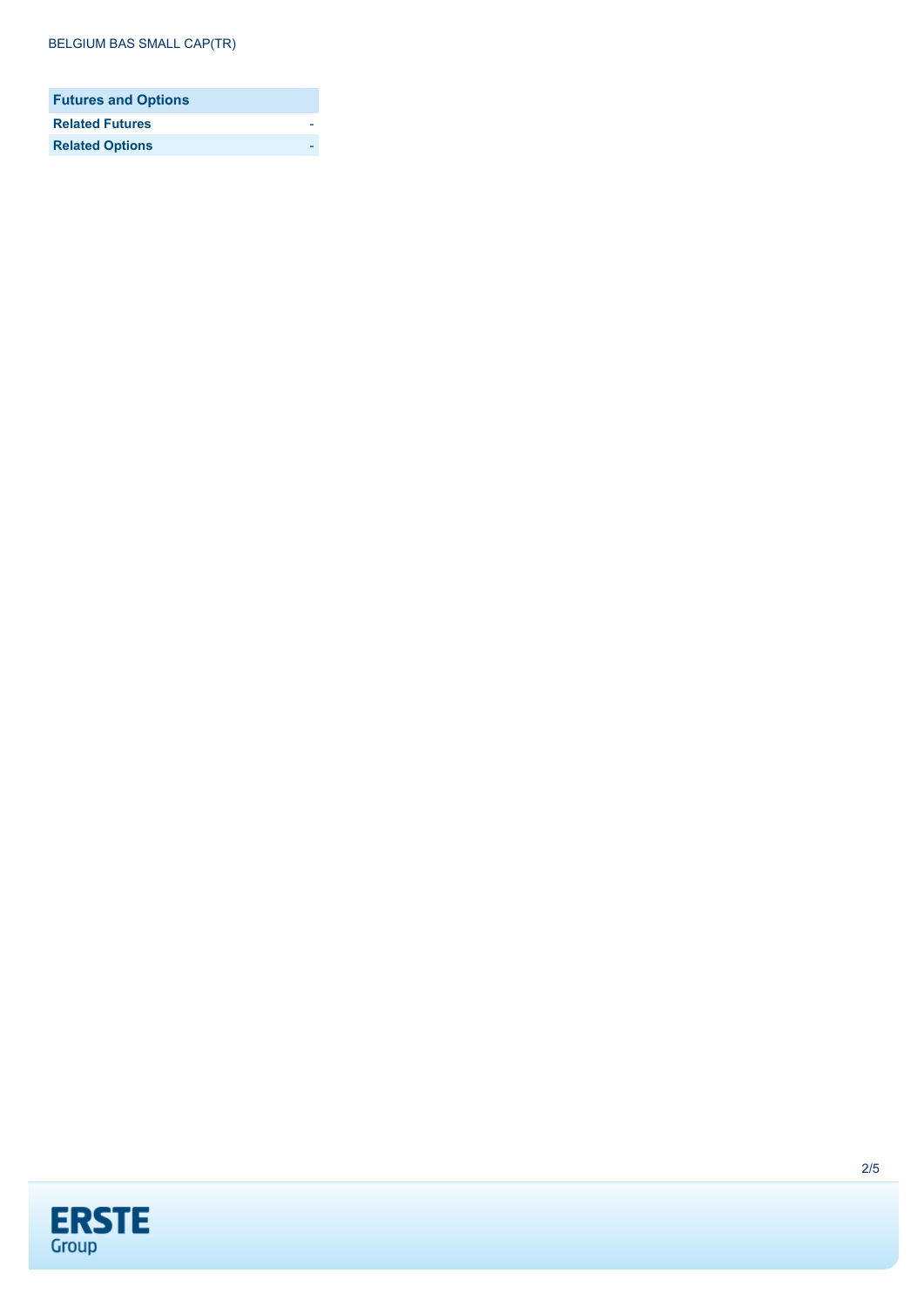| Futures and Options | |
| --- | --- |
| **Related Futures** | - |
| **Related Options** | - |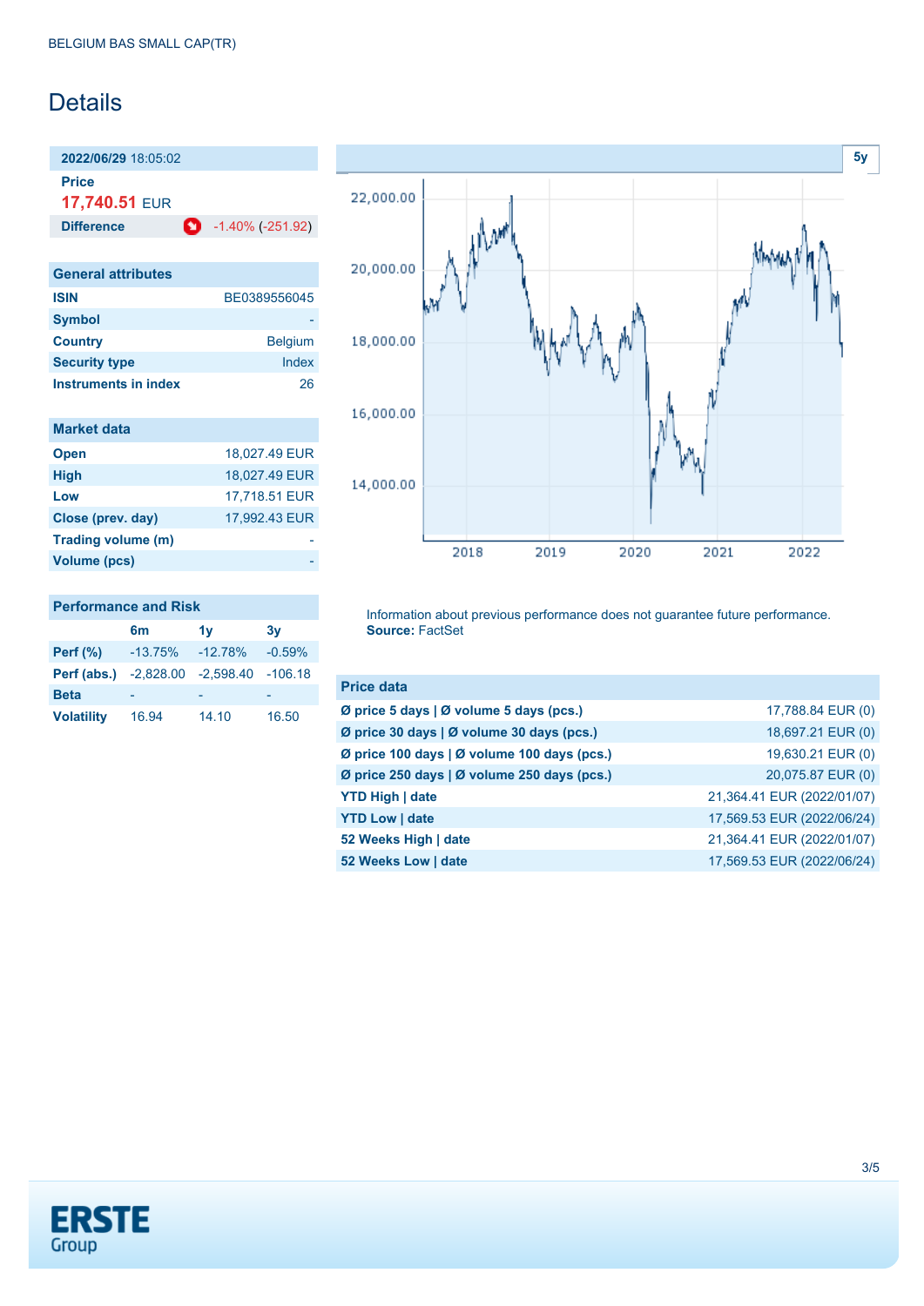BELGIUM BAS SMALL CAP(TR)

# Details

**2022/06/29** 18:05:02

**Price**

**17,740.51** EUR

| **Difference** | -1.40% (-251.92) |
|---|---|

| General attributes | |
|---|---|
| **ISIN** | BE0389556045 |
| **Symbol** | - |
| **Country** | Belgium |
| **Security type** | Index |
| **Instruments in index** | 26 |

| Market data | |
|---|---|
| **Open** | 18,027.49 EUR |
| **High** | 18,027.49 EUR |
| **Low** | 17,718.51 EUR |
| **Close (prev. day)** | 17,992.43 EUR |
| **Trading volume (m)** | - |
| **Volume (pcs)** | - |

| Performance and Risk | 6m | 1y | 3y |
|---|---|---|---|
| **Perf (%)** | -13.75% | -12.78% | -0.59% |
| **Perf (abs.)** | -2,828.00 | -2,598.40 | -106.18 |
| **Beta** | - | - | - |
| **Volatility** | 16.94 | 14.10 | 16.50 |

Information about previous performance does not guarantee future performance.
**Source:** FactSet

| Price data | |
|---|---|
| **Ø price 5 days \| Ø volume 5 days (pcs.)** | 17,788.84 EUR (0) |
| **Ø price 30 days \| Ø volume 30 days (pcs.)** | 18,697.21 EUR (0) |
| **Ø price 100 days \| Ø volume 100 days (pcs.)** | 19,630.21 EUR (0) |
| **Ø price 250 days \| Ø volume 250 days (pcs.)** | 20,075.87 EUR (0) |
| **YTD High \| date** | 21,364.41 EUR (2022/01/07) |
| **YTD Low \| date** | 17,569.53 EUR (2022/06/24) |
| **52 Weeks High \| date** | 21,364.41 EUR (2022/01/07) |
| **52 Weeks Low \| date** | 17,569.53 EUR (2022/06/24) |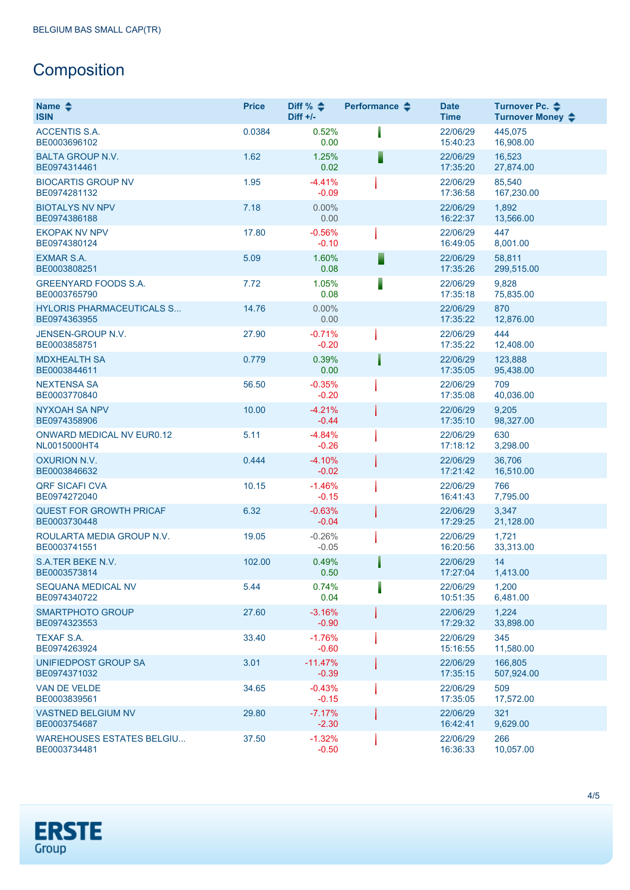BELGIUM BAS SMALL CAP(TR)

## Composition

| Name<br>ISIN | Price | Diff %<br>Diff +/- | Performance | Date<br>Time | Turnover Pc.<br>Turnover Money |
|---|---|---|---|---|---|
| ACCENTIS S.A.<br>BE0003696102 | 0.0384 | 0.52%<br>0.00 | | 22/06/29<br>15:40:23 | 445,075<br>16,908.00 |
| BALTA GROUP N.V.<br>BE0974314461 | 1.62 | 1.25%<br>0.02 | | 22/06/29<br>17:35:20 | 16,523<br>27,874.00 |
| BIOCARTIS GROUP NV<br>BE0974281132 | 1.95 | -4.41%<br>-0.09 | | 22/06/29<br>17:36:58 | 85,540<br>167,230.00 |
| BIOTALYS NV NPV<br>BE0974386188 | 7.18 | 0.00%<br>0.00 | | 22/06/29<br>16:22:37 | 1,892<br>13,566.00 |
| EKOPAK NV NPV<br>BE0974380124 | 17.80 | -0.56%<br>-0.10 | | 22/06/29<br>16:49:05 | 447<br>8,001.00 |
| EXMAR S.A.<br>BE0003808251 | 5.09 | 1.60%<br>0.08 | | 22/06/29<br>17:35:26 | 58,811<br>299,515.00 |
| GREENYARD FOODS S.A.<br>BE0003765790 | 7.72 | 1.05%<br>0.08 | | 22/06/29<br>17:35:18 | 9,828<br>75,835.00 |
| HYLORIS PHARMACEUTICALS S...<br>BE0974363955 | 14.76 | 0.00%<br>0.00 | | 22/06/29<br>17:35:22 | 870<br>12,876.00 |
| JENSEN-GROUP N.V.<br>BE0003858751 | 27.90 | -0.71%<br>-0.20 | | 22/06/29<br>17:35:22 | 444<br>12,408.00 |
| MDXHEALTH SA<br>BE0003844611 | 0.779 | 0.39%<br>0.00 | | 22/06/29<br>17:35:05 | 123,888<br>95,438.00 |
| NEXTENSA SA<br>BE0003770840 | 56.50 | -0.35%<br>-0.20 | | 22/06/29<br>17:35:08 | 709<br>40,036.00 |
| NYXOAH SA NPV<br>BE0974358906 | 10.00 | -4.21%<br>-0.44 | | 22/06/29<br>17:35:10 | 9,205<br>98,327.00 |
| ONWARD MEDICAL NV EUR0.12<br>NL0015000HT4 | 5.11 | -4.84%<br>-0.26 | | 22/06/29<br>17:18:12 | 630<br>3,298.00 |
| OXURION N.V.<br>BE0003846632 | 0.444 | -4.10%<br>-0.02 | | 22/06/29<br>17:21:42 | 36,706<br>16,510.00 |
| QRF SICAFI CVA<br>BE0974272040 | 10.15 | -1.46%<br>-0.15 | | 22/06/29<br>16:41:43 | 766<br>7,795.00 |
| QUEST FOR GROWTH PRICAF<br>BE0003730448 | 6.32 | -0.63%<br>-0.04 | | 22/06/29<br>17:29:25 | 3,347<br>21,128.00 |
| ROULARTA MEDIA GROUP N.V.<br>BE0003741551 | 19.05 | -0.26%<br>-0.05 | | 22/06/29<br>16:20:56 | 1,721<br>33,313.00 |
| S.A.TER BEKE N.V.<br>BE0003573814 | 102.00 | 0.49%<br>0.50 | | 22/06/29<br>17:27:04 | 14<br>1,413.00 |
| SEQUANA MEDICAL NV<br>BE0974340722 | 5.44 | 0.74%<br>0.04 | | 22/06/29<br>10:51:35 | 1,200<br>6,481.00 |
| SMARTPHOTO GROUP<br>BE0974323553 | 27.60 | -3.16%<br>-0.90 | | 22/06/29<br>17:29:32 | 1,224<br>33,898.00 |
| TEXAF S.A.<br>BE0974263924 | 33.40 | -1.76%<br>-0.60 | | 22/06/29<br>15:16:55 | 345<br>11,580.00 |
| UNIFIEDPOST GROUP SA<br>BE0974371032 | 3.01 | -11.47%<br>-0.39 | | 22/06/29<br>17:35:15 | 166,805<br>507,924.00 |
| VAN DE VELDE<br>BE0003839561 | 34.65 | -0.43%<br>-0.15 | | 22/06/29<br>17:35:05 | 509<br>17,572.00 |
| VASTNED BELGIUM NV<br>BE0003754687 | 29.80 | -7.17%<br>-2.30 | | 22/06/29<br>16:42:41 | 321<br>9,629.00 |
| WAREHOUSES ESTATES BELGIU...<br>BE0003734481 | 37.50 | -1.32%<br>-0.50 | | 22/06/29<br>16:36:33 | 266<br>10,057.00 |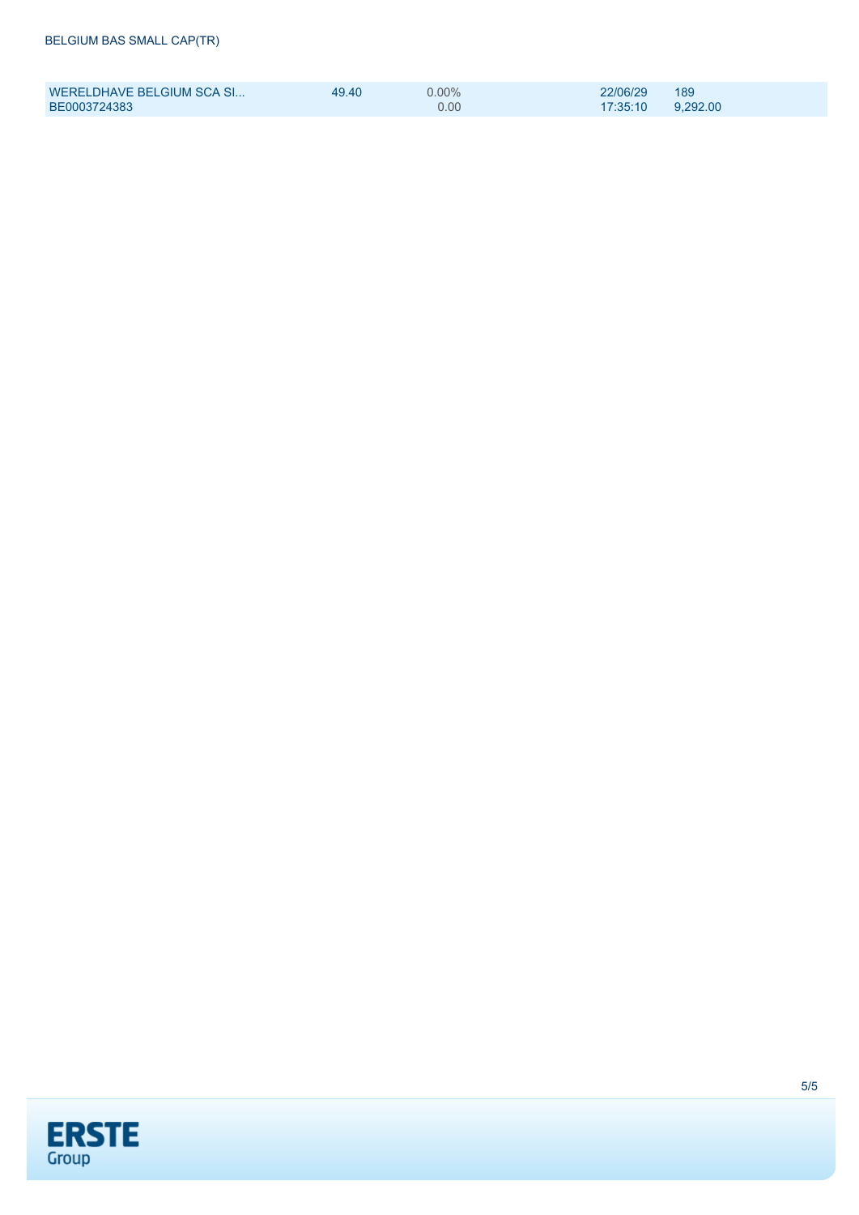BELGIUM BAS SMALL CAP(TR)

| | | | | |
|---|---|---|---|---|
| WERELDHAVE BELGIUM SCA SI... BE0003724383 | 49.40 | 0.00% 0.00 | 22/06/29 17:35:10 | 189 9,292.00 |